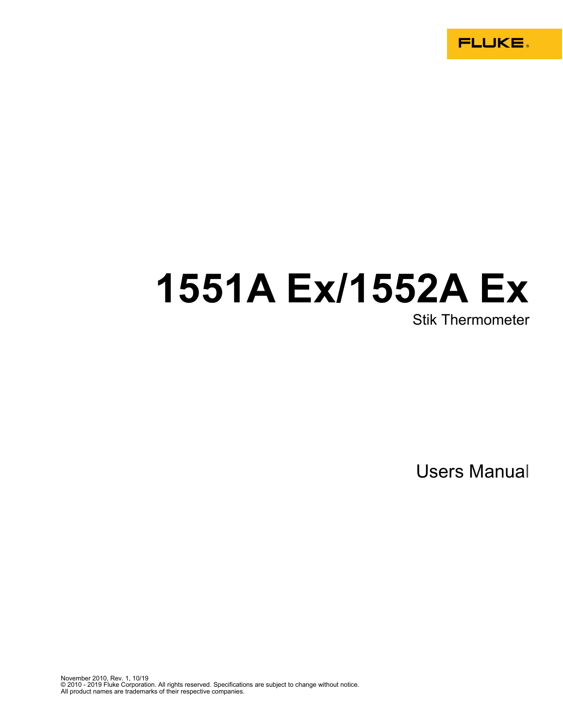FLUKE®

# 1551A Ex/1552A Ex

Stik Thermometer

Users Manual

November 2010, Rev. 1, 10/19
© 2010 - 2019 Fluke Corporation. All rights reserved. Specifications are subject to change without notice.
All product names are trademarks of their respective companies.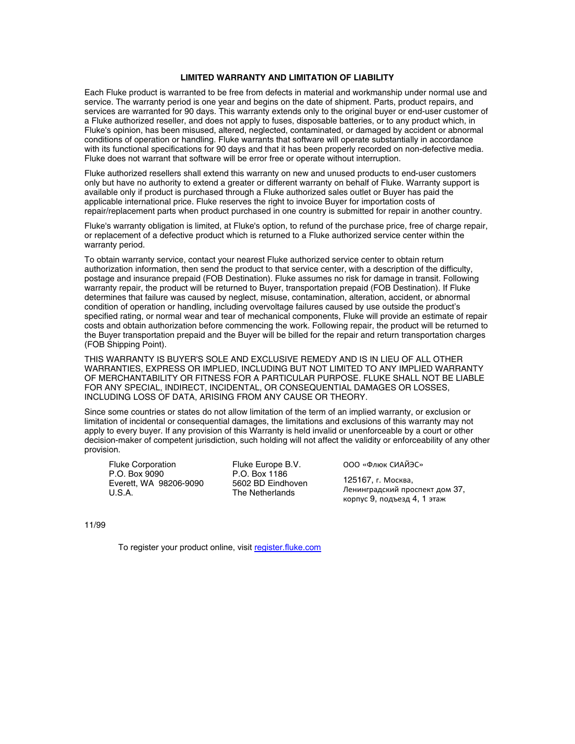## LIMITED WARRANTY AND LIMITATION OF LIABILITY

Each Fluke product is warranted to be free from defects in material and workmanship under normal use and service. The warranty period is one year and begins on the date of shipment. Parts, product repairs, and services are warranted for 90 days. This warranty extends only to the original buyer or end-user customer of a Fluke authorized reseller, and does not apply to fuses, disposable batteries, or to any product which, in Fluke's opinion, has been misused, altered, neglected, contaminated, or damaged by accident or abnormal conditions of operation or handling. Fluke warrants that software will operate substantially in accordance with its functional specifications for 90 days and that it has been properly recorded on non-defective media. Fluke does not warrant that software will be error free or operate without interruption.

Fluke authorized resellers shall extend this warranty on new and unused products to end-user customers only but have no authority to extend a greater or different warranty on behalf of Fluke. Warranty support is available only if product is purchased through a Fluke authorized sales outlet or Buyer has paid the applicable international price. Fluke reserves the right to invoice Buyer for importation costs of repair/replacement parts when product purchased in one country is submitted for repair in another country.

Fluke's warranty obligation is limited, at Fluke's option, to refund of the purchase price, free of charge repair, or replacement of a defective product which is returned to a Fluke authorized service center within the warranty period.

To obtain warranty service, contact your nearest Fluke authorized service center to obtain return authorization information, then send the product to that service center, with a description of the difficulty, postage and insurance prepaid (FOB Destination). Fluke assumes no risk for damage in transit. Following warranty repair, the product will be returned to Buyer, transportation prepaid (FOB Destination). If Fluke determines that failure was caused by neglect, misuse, contamination, alteration, accident, or abnormal condition of operation or handling, including overvoltage failures caused by use outside the product's specified rating, or normal wear and tear of mechanical components, Fluke will provide an estimate of repair costs and obtain authorization before commencing the work. Following repair, the product will be returned to the Buyer transportation prepaid and the Buyer will be billed for the repair and return transportation charges (FOB Shipping Point).

THIS WARRANTY IS BUYER'S SOLE AND EXCLUSIVE REMEDY AND IS IN LIEU OF ALL OTHER WARRANTIES, EXPRESS OR IMPLIED, INCLUDING BUT NOT LIMITED TO ANY IMPLIED WARRANTY OF MERCHANTABILITY OR FITNESS FOR A PARTICULAR PURPOSE. FLUKE SHALL NOT BE LIABLE FOR ANY SPECIAL, INDIRECT, INCIDENTAL, OR CONSEQUENTIAL DAMAGES OR LOSSES, INCLUDING LOSS OF DATA, ARISING FROM ANY CAUSE OR THEORY.

Since some countries or states do not allow limitation of the term of an implied warranty, or exclusion or limitation of incidental or consequential damages, the limitations and exclusions of this warranty may not apply to every buyer. If any provision of this Warranty is held invalid or unenforceable by a court or other decision-maker of competent jurisdiction, such holding will not affect the validity or enforceability of any other provision.

Fluke Corporation
P.O. Box 9090
Everett, WA 98206-9090
U.S.A.

Fluke Europe B.V.
P.O. Box 1186
5602 BD Eindhoven
The Netherlands

ООО «Флюк СИАЙЭС»

125167, г. Москва,
Ленинградский проспект дом 37,
корпус 9, подъезд 4, 1 этаж

11/99

To register your product online, visit register.fluke.com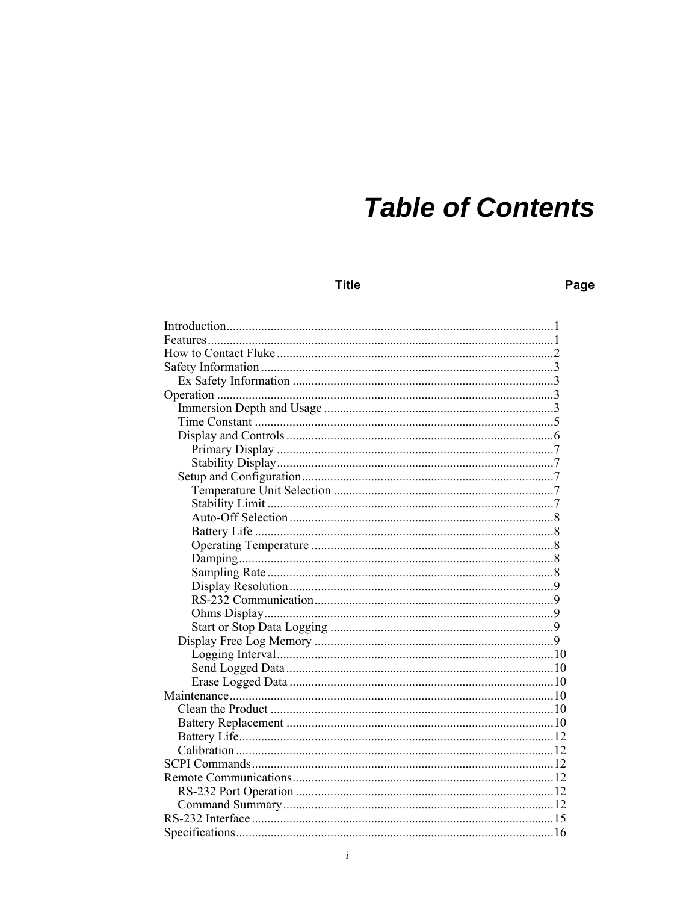# Table of Contents

| Title | Page |
|---|---|
| Introduction | 1 |
| Features | 1 |
| How to Contact Fluke | 2 |
| Safety Information | 3 |
| &nbsp;&nbsp;Ex Safety Information | 3 |
| Operation | 3 |
| &nbsp;&nbsp;Immersion Depth and Usage | 3 |
| &nbsp;&nbsp;Time Constant | 5 |
| &nbsp;&nbsp;Display and Controls | 6 |
| &nbsp;&nbsp;&nbsp;&nbsp;Primary Display | 7 |
| &nbsp;&nbsp;&nbsp;&nbsp;Stability Display | 7 |
| &nbsp;&nbsp;Setup and Configuration | 7 |
| &nbsp;&nbsp;&nbsp;&nbsp;Temperature Unit Selection | 7 |
| &nbsp;&nbsp;&nbsp;&nbsp;Stability Limit | 7 |
| &nbsp;&nbsp;&nbsp;&nbsp;Auto-Off Selection | 8 |
| &nbsp;&nbsp;&nbsp;&nbsp;Battery Life | 8 |
| &nbsp;&nbsp;&nbsp;&nbsp;Operating Temperature | 8 |
| &nbsp;&nbsp;&nbsp;&nbsp;Damping | 8 |
| &nbsp;&nbsp;&nbsp;&nbsp;Sampling Rate | 8 |
| &nbsp;&nbsp;&nbsp;&nbsp;Display Resolution | 9 |
| &nbsp;&nbsp;&nbsp;&nbsp;RS-232 Communication | 9 |
| &nbsp;&nbsp;&nbsp;&nbsp;Ohms Display | 9 |
| &nbsp;&nbsp;&nbsp;&nbsp;Start or Stop Data Logging | 9 |
| &nbsp;&nbsp;Display Free Log Memory | 9 |
| &nbsp;&nbsp;&nbsp;&nbsp;Logging Interval | 10 |
| &nbsp;&nbsp;&nbsp;&nbsp;Send Logged Data | 10 |
| &nbsp;&nbsp;&nbsp;&nbsp;Erase Logged Data | 10 |
| Maintenance | 10 |
| &nbsp;&nbsp;Clean the Product | 10 |
| &nbsp;&nbsp;Battery Replacement | 10 |
| &nbsp;&nbsp;Battery Life | 12 |
| &nbsp;&nbsp;Calibration | 12 |
| SCPI Commands | 12 |
| Remote Communications | 12 |
| &nbsp;&nbsp;RS-232 Port Operation | 12 |
| &nbsp;&nbsp;Command Summary | 12 |
| RS-232 Interface | 15 |
| Specifications | 16 |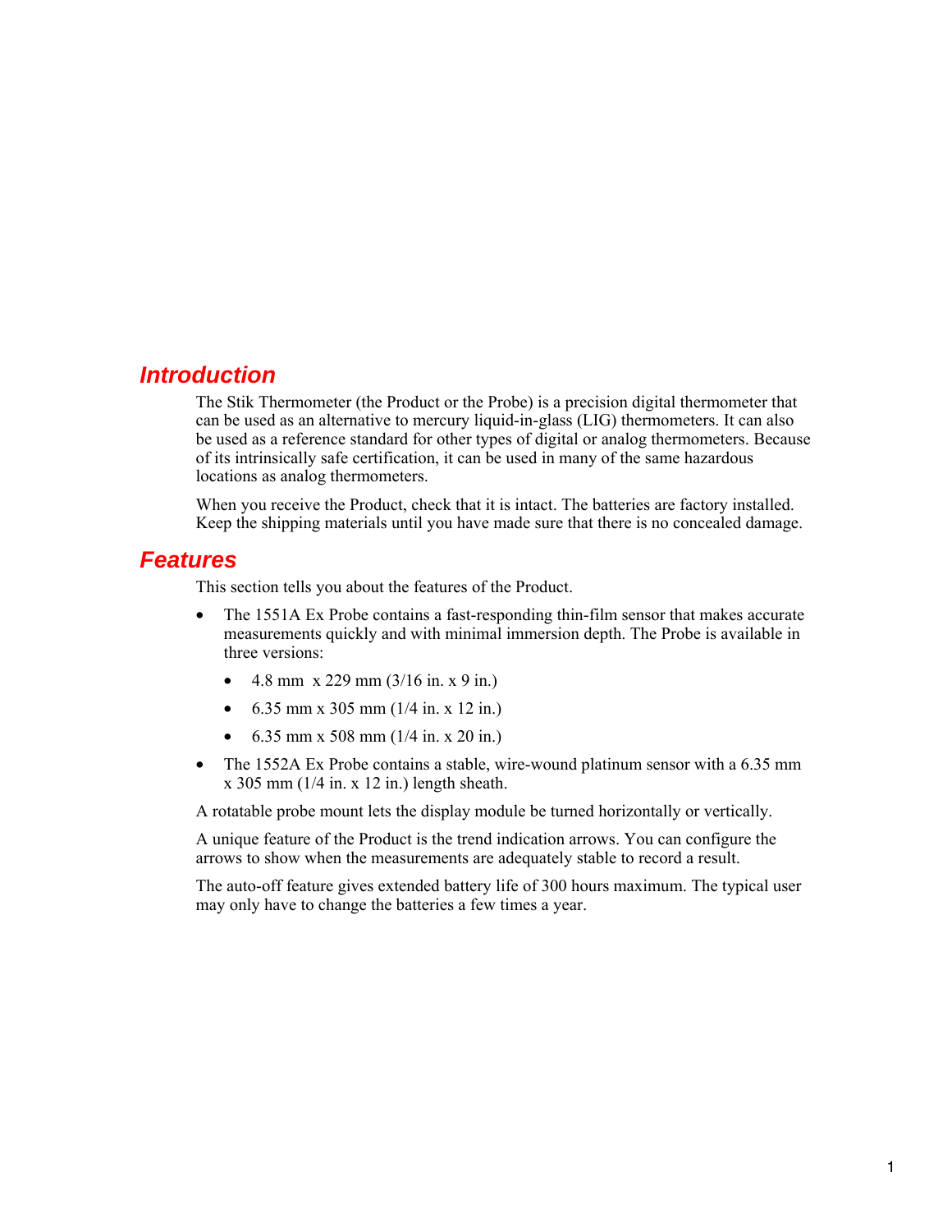## Introduction

The Stik Thermometer (the Product or the Probe) is a precision digital thermometer that can be used as an alternative to mercury liquid-in-glass (LIG) thermometers. It can also be used as a reference standard for other types of digital or analog thermometers. Because of its intrinsically safe certification, it can be used in many of the same hazardous locations as analog thermometers.

When you receive the Product, check that it is intact. The batteries are factory installed. Keep the shipping materials until you have made sure that there is no concealed damage.

## Features

This section tells you about the features of the Product.

- The 1551A Ex Probe contains a fast-responding thin-film sensor that makes accurate measurements quickly and with minimal immersion depth. The Probe is available in three versions:
  - 4.8 mm  x 229 mm (3/16 in. x 9 in.)
  - 6.35 mm x 305 mm (1/4 in. x 12 in.)
  - 6.35 mm x 508 mm (1/4 in. x 20 in.)
- The 1552A Ex Probe contains a stable, wire-wound platinum sensor with a 6.35 mm x 305 mm (1/4 in. x 12 in.) length sheath.

A rotatable probe mount lets the display module be turned horizontally or vertically.

A unique feature of the Product is the trend indication arrows. You can configure the arrows to show when the measurements are adequately stable to record a result.

The auto-off feature gives extended battery life of 300 hours maximum. The typical user may only have to change the batteries a few times a year.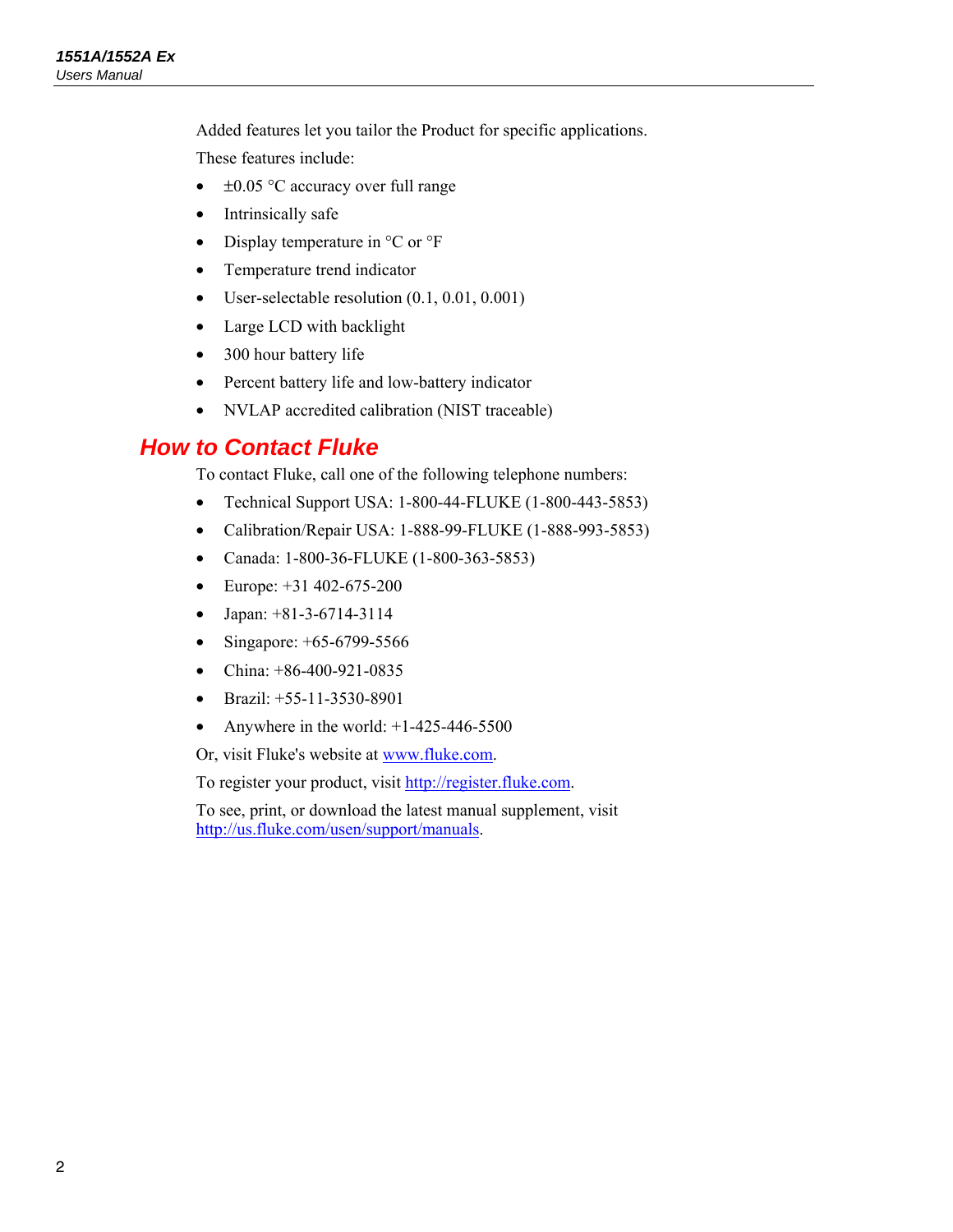Added features let you tailor the Product for specific applications.

These features include:

- ±0.05 °C accuracy over full range
- Intrinsically safe
- Display temperature in °C or °F
- Temperature trend indicator
- User-selectable resolution (0.1, 0.01, 0.001)
- Large LCD with backlight
- 300 hour battery life
- Percent battery life and low-battery indicator
- NVLAP accredited calibration (NIST traceable)

## How to Contact Fluke

To contact Fluke, call one of the following telephone numbers:

- Technical Support USA: 1-800-44-FLUKE (1-800-443-5853)
- Calibration/Repair USA: 1-888-99-FLUKE (1-888-993-5853)
- Canada: 1-800-36-FLUKE (1-800-363-5853)
- Europe: +31 402-675-200
- Japan: +81-3-6714-3114
- Singapore: +65-6799-5566
- China: +86-400-921-0835
- Brazil: +55-11-3530-8901
- Anywhere in the world: +1-425-446-5500

Or, visit Fluke's website at www.fluke.com.

To register your product, visit http://register.fluke.com.

To see, print, or download the latest manual supplement, visit http://us.fluke.com/usen/support/manuals.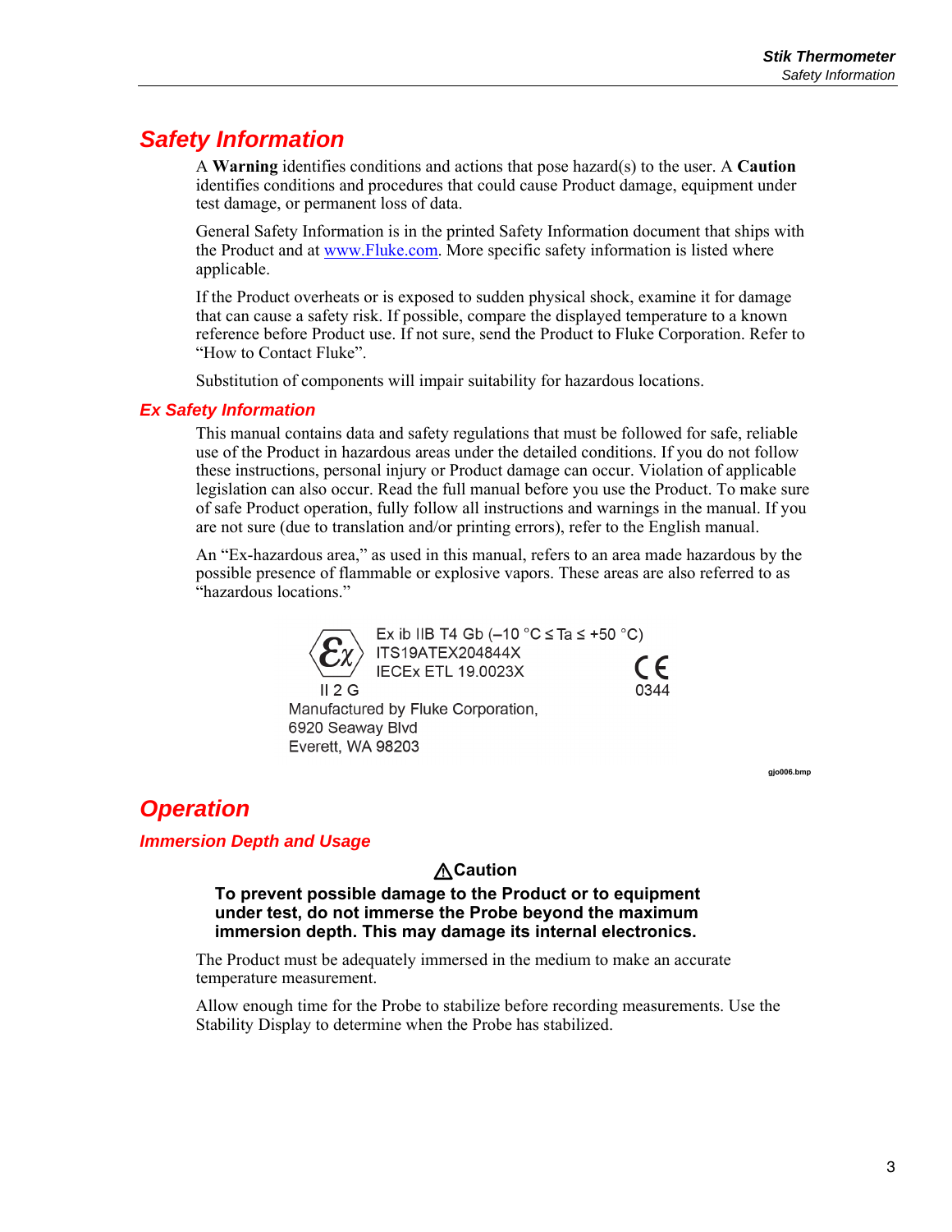## Safety Information

A **Warning** identifies conditions and actions that pose hazard(s) to the user. A **Caution** identifies conditions and procedures that could cause Product damage, equipment under test damage, or permanent loss of data.

General Safety Information is in the printed Safety Information document that ships with the Product and at www.Fluke.com. More specific safety information is listed where applicable.

If the Product overheats or is exposed to sudden physical shock, examine it for damage that can cause a safety risk. If possible, compare the displayed temperature to a known reference before Product use. If not sure, send the Product to Fluke Corporation. Refer to "How to Contact Fluke".

Substitution of components will impair suitability for hazardous locations.

### Ex Safety Information

This manual contains data and safety regulations that must be followed for safe, reliable use of the Product in hazardous areas under the detailed conditions. If you do not follow these instructions, personal injury or Product damage can occur. Violation of applicable legislation can also occur. Read the full manual before you use the Product. To make sure of safe Product operation, fully follow all instructions and warnings in the manual. If you are not sure (due to translation and/or printing errors), refer to the English manual.

An "Ex-hazardous area," as used in this manual, refers to an area made hazardous by the possible presence of flammable or explosive vapors. These areas are also referred to as "hazardous locations."

Ex ib IIB T4 Gb (–10 °C ≤ Ta ≤ +50 °C)
ITS19ATEX204844X
IECEx ETL 19.0023X

II 2 G

CE 0344

Manufactured by Fluke Corporation,
6920 Seaway Blvd
Everett, WA 98203

gjo006.bmp

## Operation

### Immersion Depth and Usage

**⚠Caution**

**To prevent possible damage to the Product or to equipment under test, do not immerse the Probe beyond the maximum immersion depth. This may damage its internal electronics.**

The Product must be adequately immersed in the medium to make an accurate temperature measurement.

Allow enough time for the Probe to stabilize before recording measurements. Use the Stability Display to determine when the Probe has stabilized.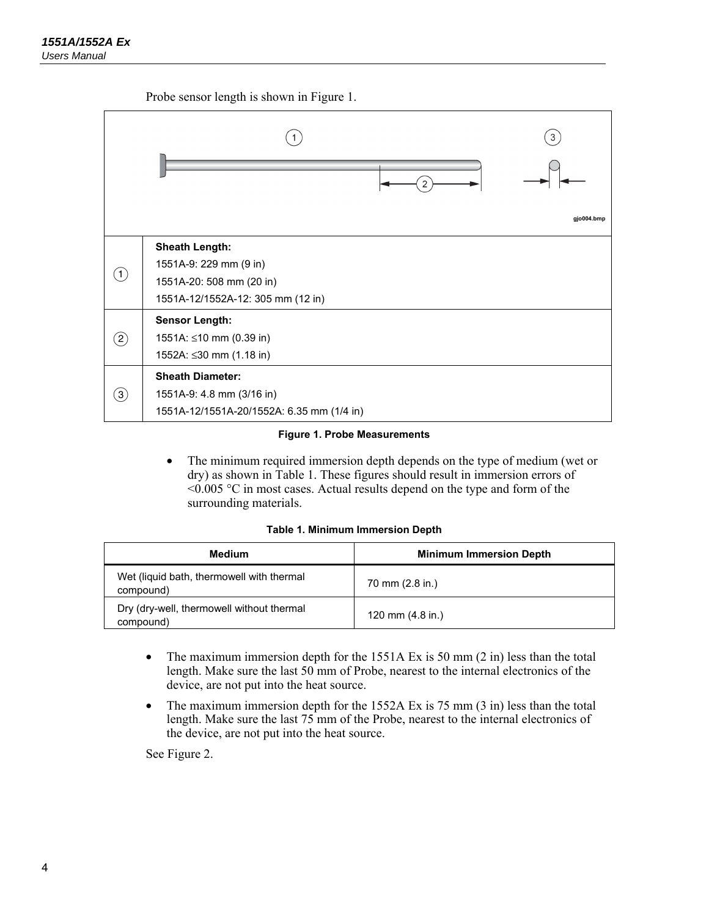Probe sensor length is shown in Figure 1.

gjo004.bmp

| | |
|---|---|
| ① | **Sheath Length:**<br>1551A-9: 229 mm (9 in)<br>1551A-20: 508 mm (20 in)<br>1551A-12/1552A-12: 305 mm (12 in) |
| ② | **Sensor Length:**<br>1551A: ≤10 mm (0.39 in)<br>1552A: ≤30 mm (1.18 in) |
| ③ | **Sheath Diameter:**<br>1551A-9: 4.8 mm (3/16 in)<br>1551A-12/1551A-20/1552A: 6.35 mm (1/4 in) |

**Figure 1. Probe Measurements**

- The minimum required immersion depth depends on the type of medium (wet or dry) as shown in Table 1. These figures should result in immersion errors of <0.005 °C in most cases. Actual results depend on the type and form of the surrounding materials.

**Table 1. Minimum Immersion Depth**

| Medium | Minimum Immersion Depth |
|---|---|
| Wet (liquid bath, thermowell with thermal compound) | 70 mm (2.8 in.) |
| Dry (dry-well, thermowell without thermal compound) | 120 mm (4.8 in.) |

- The maximum immersion depth for the 1551A Ex is 50 mm (2 in) less than the total length. Make sure the last 50 mm of Probe, nearest to the internal electronics of the device, are not put into the heat source.
- The maximum immersion depth for the 1552A Ex is 75 mm (3 in) less than the total length. Make sure the last 75 mm of the Probe, nearest to the internal electronics of the device, are not put into the heat source.

See Figure 2.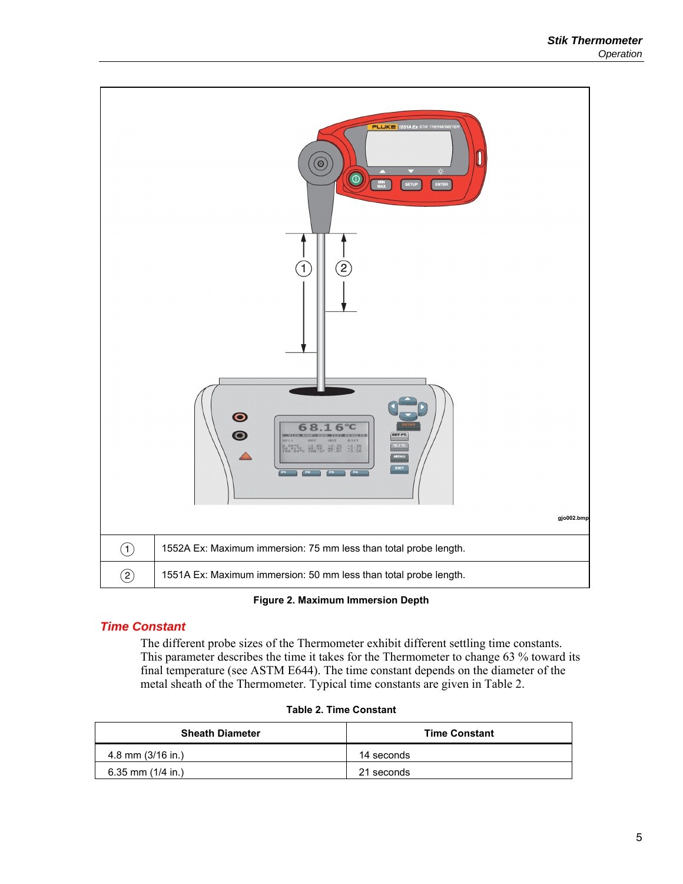| | |
|---|---|
| ① | 1552A Ex: Maximum immersion: 75 mm less than total probe length. |
| ② | 1551A Ex: Maximum immersion: 50 mm less than total probe length. |

**Figure 2. Maximum Immersion Depth**

## *Time Constant*

The different probe sizes of the Thermometer exhibit different settling time constants. This parameter describes the time it takes for the Thermometer to change 63 % toward its final temperature (see ASTM E644). The time constant depends on the diameter of the metal sheath of the Thermometer. Typical time constants are given in Table 2.

**Table 2. Time Constant**

| Sheath Diameter | Time Constant |
|---|---|
| 4.8 mm (3/16 in.) | 14 seconds |
| 6.35 mm (1/4 in.) | 21 seconds |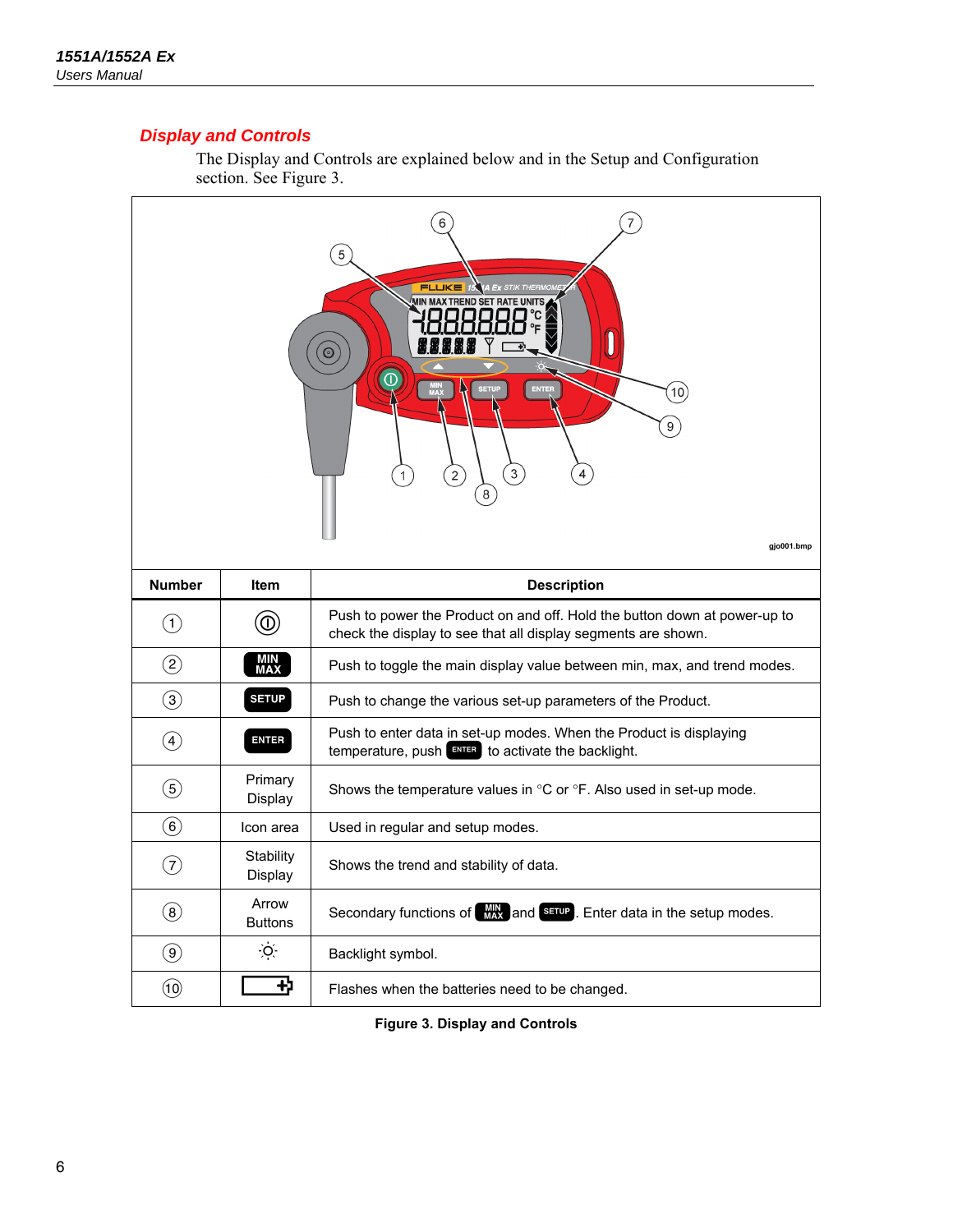## Display and Controls

The Display and Controls are explained below and in the Setup and Configuration section. See Figure 3.

| Number | Item | Description |
|---|---|---|
| 1 | ⏻ | Push to power the Product on and off. Hold the button down at power-up to check the display to see that all display segments are shown. |
| 2 | MIN MAX | Push to toggle the main display value between min, max, and trend modes. |
| 3 | SETUP | Push to change the various set-up parameters of the Product. |
| 4 | ENTER | Push to enter data in set-up modes. When the Product is displaying temperature, push ENTER to activate the backlight. |
| 5 | Primary Display | Shows the temperature values in °C or °F. Also used in set-up mode. |
| 6 | Icon area | Used in regular and setup modes. |
| 7 | Stability Display | Shows the trend and stability of data. |
| 8 | Arrow Buttons | Secondary functions of MIN MAX and SETUP. Enter data in the setup modes. |
| 9 | ☼ | Backlight symbol. |
| 10 | (battery symbol) | Flashes when the batteries need to be changed. |

**Figure 3. Display and Controls**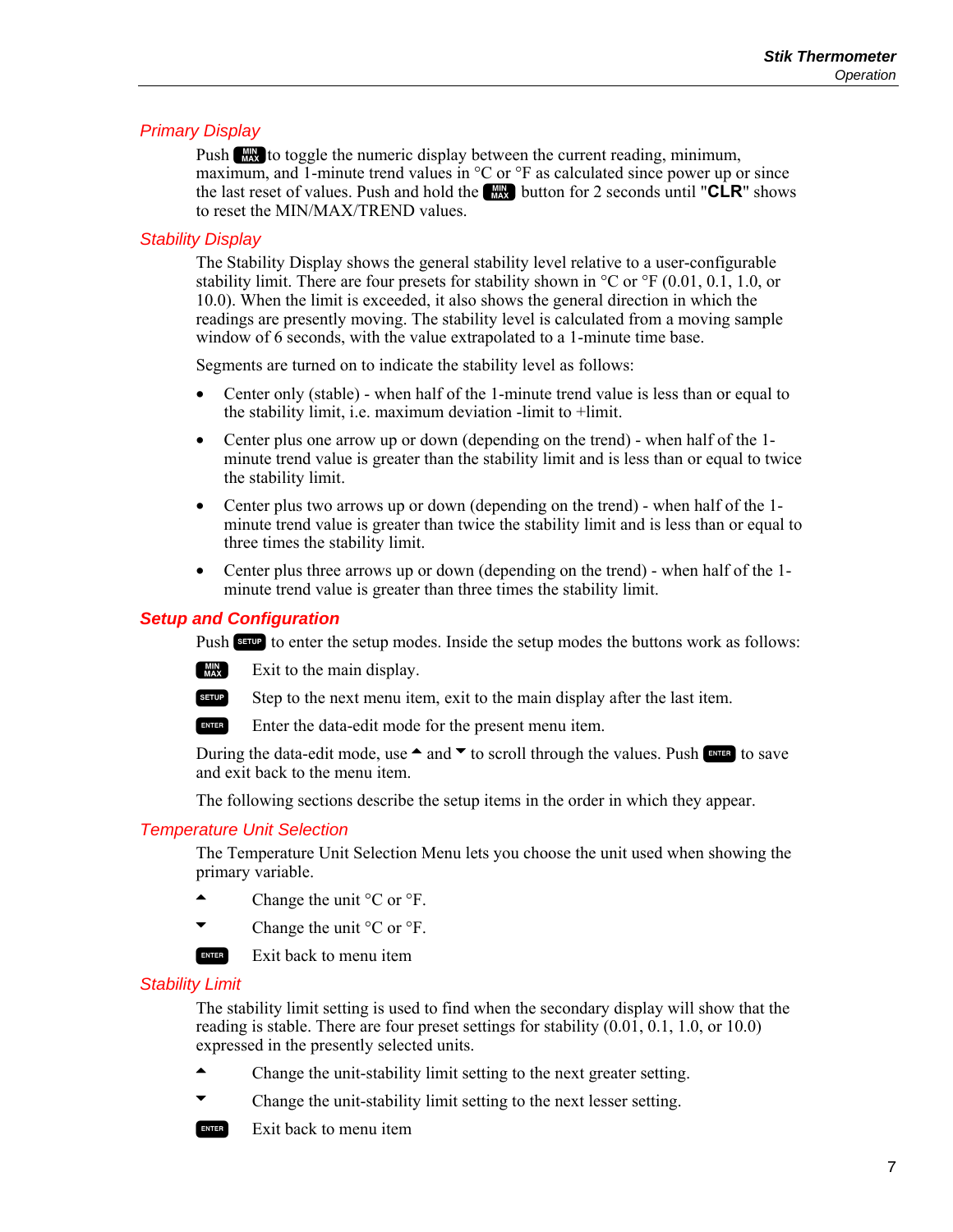## Primary Display

Push MIN MAX to toggle the numeric display between the current reading, minimum, maximum, and 1-minute trend values in °C or °F as calculated since power up or since the last reset of values. Push and hold the MIN MAX button for 2 seconds until "**CLR**" shows to reset the MIN/MAX/TREND values.

## Stability Display

The Stability Display shows the general stability level relative to a user-configurable stability limit. There are four presets for stability shown in °C or °F (0.01, 0.1, 1.0, or 10.0). When the limit is exceeded, it also shows the general direction in which the readings are presently moving. The stability level is calculated from a moving sample window of 6 seconds, with the value extrapolated to a 1-minute time base.

Segments are turned on to indicate the stability level as follows:

- Center only (stable) - when half of the 1-minute trend value is less than or equal to the stability limit, i.e. maximum deviation -limit to +limit.
- Center plus one arrow up or down (depending on the trend) - when half of the 1-minute trend value is greater than the stability limit and is less than or equal to twice the stability limit.
- Center plus two arrows up or down (depending on the trend) - when half of the 1-minute trend value is greater than twice the stability limit and is less than or equal to three times the stability limit.
- Center plus three arrows up or down (depending on the trend) - when half of the 1-minute trend value is greater than three times the stability limit.

## Setup and Configuration

Push SETUP to enter the setup modes. Inside the setup modes the buttons work as follows:

MIN MAX Exit to the main display.

SETUP Step to the next menu item, exit to the main display after the last item.

ENTER Enter the data-edit mode for the present menu item.

During the data-edit mode, use ▲ and ▼ to scroll through the values. Push ENTER to save and exit back to the menu item.

The following sections describe the setup items in the order in which they appear.

## Temperature Unit Selection

The Temperature Unit Selection Menu lets you choose the unit used when showing the primary variable.

▲ Change the unit °C or °F.

▼ Change the unit °C or °F.

ENTER Exit back to menu item

## Stability Limit

The stability limit setting is used to find when the secondary display will show that the reading is stable. There are four preset settings for stability (0.01, 0.1, 1.0, or 10.0) expressed in the presently selected units.

▲ Change the unit-stability limit setting to the next greater setting.

▼ Change the unit-stability limit setting to the next lesser setting.

ENTER Exit back to menu item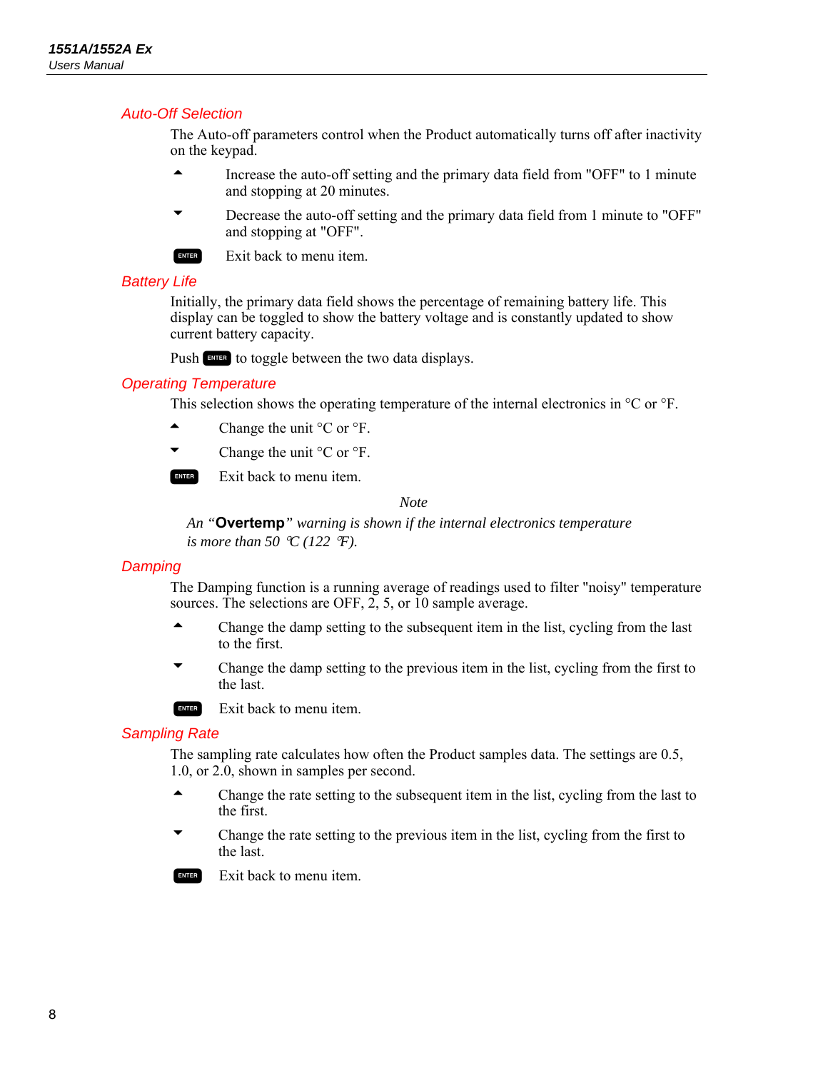## Auto-Off Selection

The Auto-off parameters control when the Product automatically turns off after inactivity on the keypad.

| | |
|---|---|
| ▲ | Increase the auto-off setting and the primary data field from "OFF" to 1 minute and stopping at 20 minutes. |
| ▼ | Decrease the auto-off setting and the primary data field from 1 minute to "OFF" and stopping at "OFF". |
| ENTER | Exit back to menu item. |

## Battery Life

Initially, the primary data field shows the percentage of remaining battery life. This display can be toggled to show the battery voltage and is constantly updated to show current battery capacity.

Push ENTER to toggle between the two data displays.

## Operating Temperature

This selection shows the operating temperature of the internal electronics in °C or °F.

| | |
|---|---|
| ▲ | Change the unit °C or °F. |
| ▼ | Change the unit °C or °F. |
| ENTER | Exit back to menu item. |

*Note*

*An "**Overtemp**" warning is shown if the internal electronics temperature is more than 50 °C (122 °F).*

## Damping

The Damping function is a running average of readings used to filter "noisy" temperature sources. The selections are OFF, 2, 5, or 10 sample average.

| | |
|---|---|
| ▲ | Change the damp setting to the subsequent item in the list, cycling from the last to the first. |
| ▼ | Change the damp setting to the previous item in the list, cycling from the first to the last. |
| ENTER | Exit back to menu item. |

## Sampling Rate

The sampling rate calculates how often the Product samples data. The settings are 0.5, 1.0, or 2.0, shown in samples per second.

| | |
|---|---|
| ▲ | Change the rate setting to the subsequent item in the list, cycling from the last to the first. |
| ▼ | Change the rate setting to the previous item in the list, cycling from the first to the last. |
| ENTER | Exit back to menu item. |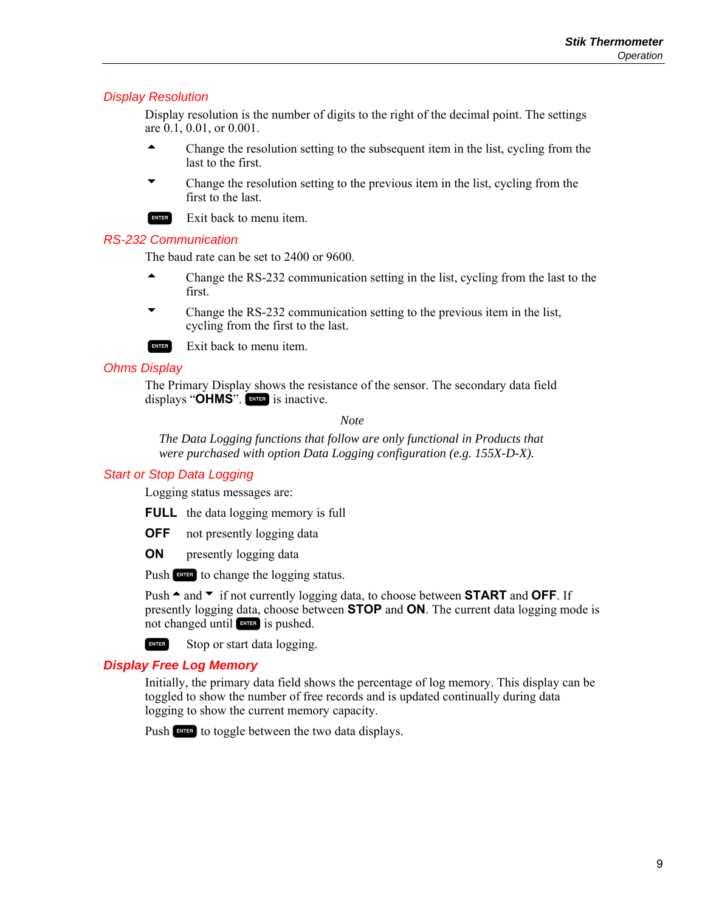## Display Resolution

Display resolution is the number of digits to the right of the decimal point. The settings are 0.1, 0.01, or 0.001.

| | |
|---|---|
| ▲ | Change the resolution setting to the subsequent item in the list, cycling from the last to the first. |
| ▼ | Change the resolution setting to the previous item in the list, cycling from the first to the last. |
| ENTER | Exit back to menu item. |

## RS-232 Communication

The baud rate can be set to 2400 or 9600.

| | |
|---|---|
| ▲ | Change the RS-232 communication setting in the list, cycling from the last to the first. |
| ▼ | Change the RS-232 communication setting to the previous item in the list, cycling from the first to the last. |
| ENTER | Exit back to menu item. |

## Ohms Display

The Primary Display shows the resistance of the sensor. The secondary data field displays "**OHMS**". ENTER is inactive.

*Note*

*The Data Logging functions that follow are only functional in Products that were purchased with option Data Logging configuration (e.g. 155X-D-X).*

## Start or Stop Data Logging

Logging status messages are:

| | |
|---|---|
| **FULL** | the data logging memory is full |
| **OFF** | not presently logging data |
| **ON** | presently logging data |

Push ENTER to change the logging status.

Push ▲ and ▼ if not currently logging data, to choose between **START** and **OFF**. If presently logging data, choose between **STOP** and **ON**. The current data logging mode is not changed until ENTER is pushed.

| | |
|---|---|
| ENTER | Stop or start data logging. |

## Display Free Log Memory

Initially, the primary data field shows the percentage of log memory. This display can be toggled to show the number of free records and is updated continually during data logging to show the current memory capacity.

Push ENTER to toggle between the two data displays.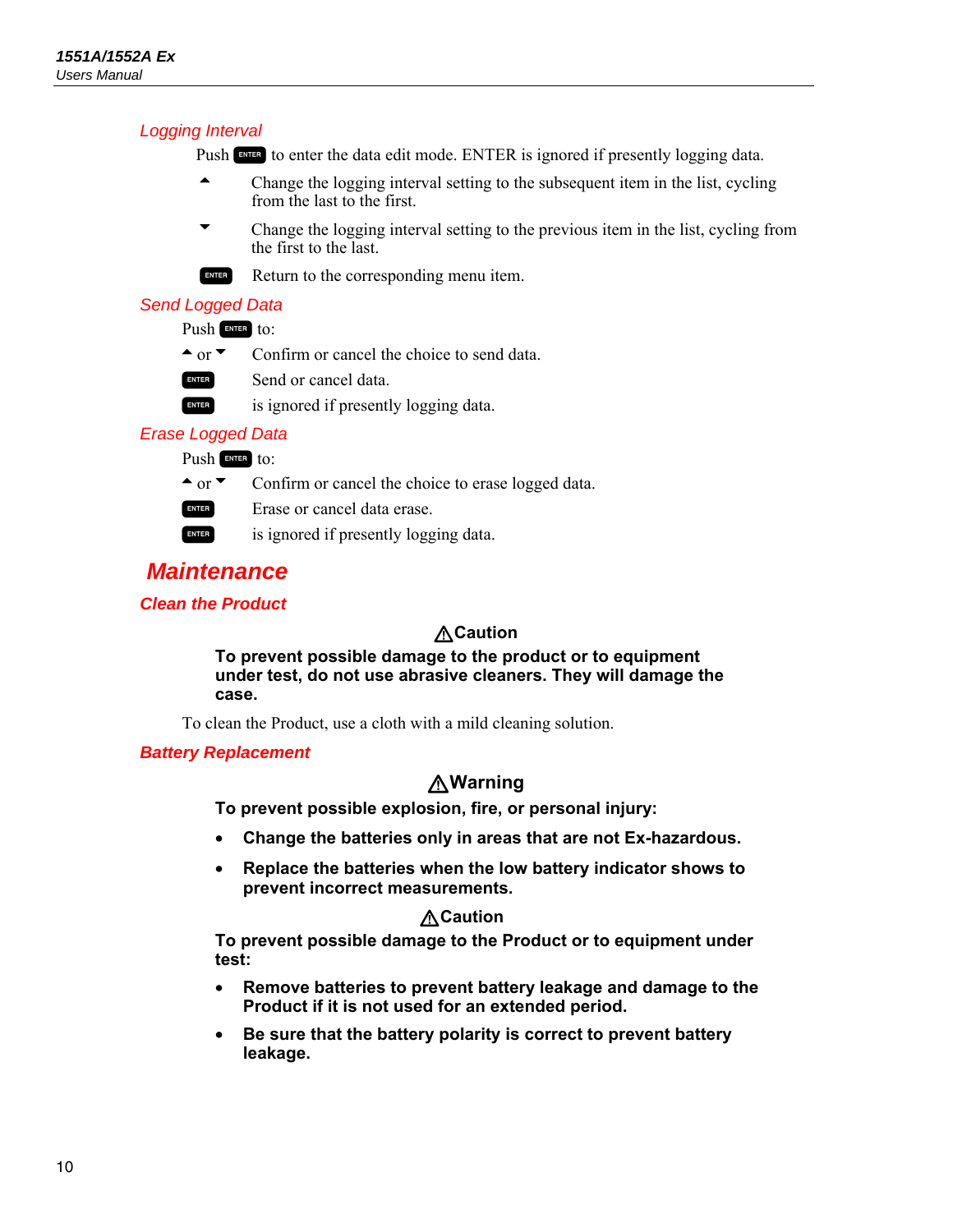### Logging Interval

Push ENTER to enter the data edit mode. ENTER is ignored if presently logging data.

- ▲ Change the logging interval setting to the subsequent item in the list, cycling from the last to the first.
- ▼ Change the logging interval setting to the previous item in the list, cycling from the first to the last.
- ENTER Return to the corresponding menu item.

### Send Logged Data

Push ENTER to:

- ▲ or ▼ Confirm or cancel the choice to send data.
- ENTER Send or cancel data.
- ENTER is ignored if presently logging data.

### Erase Logged Data

Push ENTER to:

- ▲ or ▼ Confirm or cancel the choice to erase logged data.
- ENTER Erase or cancel data erase.
- ENTER is ignored if presently logging data.

# Maintenance

## Clean the Product

**⚠Caution**

**To prevent possible damage to the product or to equipment under test, do not use abrasive cleaners. They will damage the case.**

To clean the Product, use a cloth with a mild cleaning solution.

## Battery Replacement

**⚠Warning**

**To prevent possible explosion, fire, or personal injury:**

- **Change the batteries only in areas that are not Ex-hazardous.**
- **Replace the batteries when the low battery indicator shows to prevent incorrect measurements.**

**⚠Caution**

**To prevent possible damage to the Product or to equipment under test:**

- **Remove batteries to prevent battery leakage and damage to the Product if it is not used for an extended period.**
- **Be sure that the battery polarity is correct to prevent battery leakage.**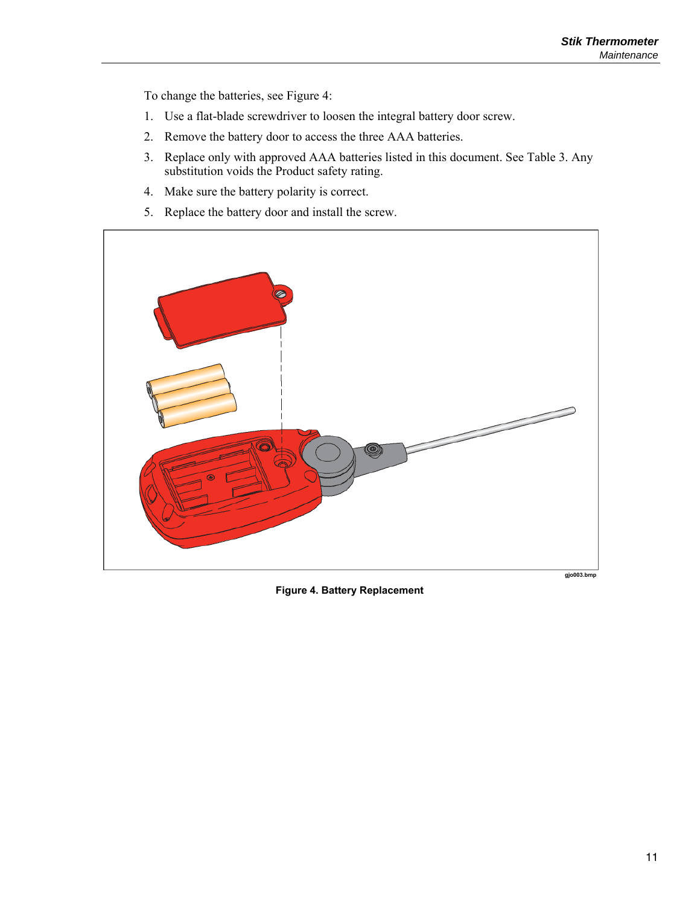To change the batteries, see Figure 4:

1. Use a flat-blade screwdriver to loosen the integral battery door screw.
2. Remove the battery door to access the three AAA batteries.
3. Replace only with approved AAA batteries listed in this document. See Table 3. Any substitution voids the Product safety rating.
4. Make sure the battery polarity is correct.
5. Replace the battery door and install the screw.

gjo003.bmp

**Figure 4. Battery Replacement**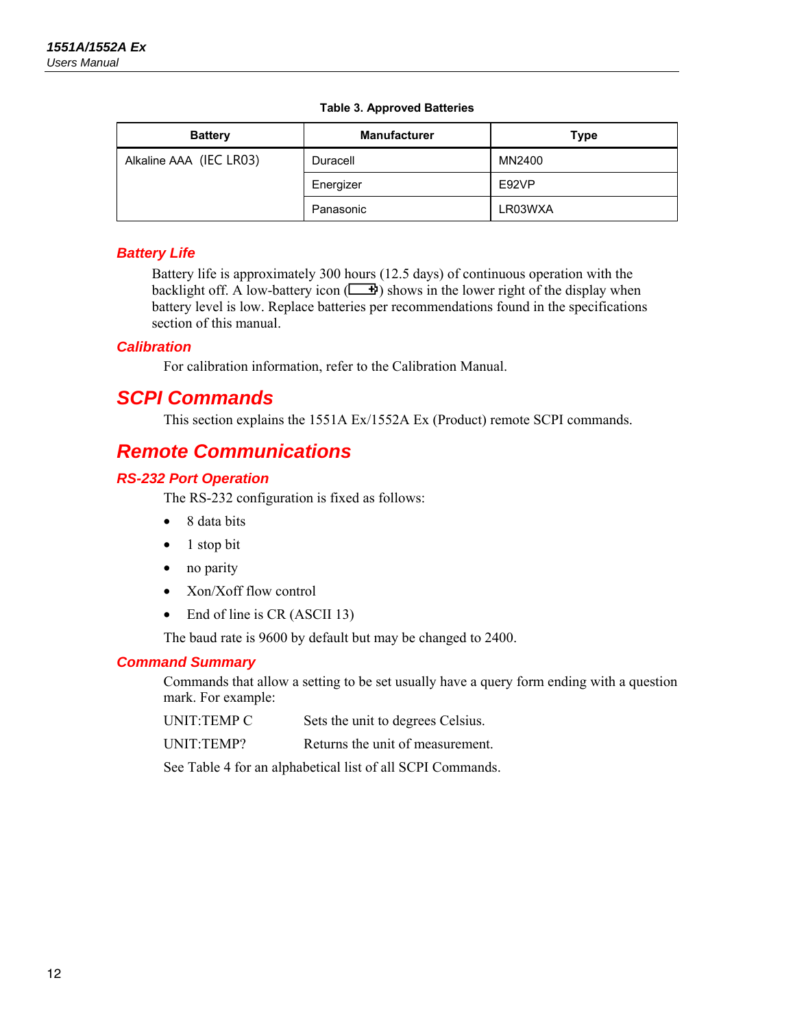Table 3. Approved Batteries

| Battery | Manufacturer | Type |
| --- | --- | --- |
| Alkaline AAA (IEC LR03) | Duracell | MN2400 |
| | Energizer | E92VP |
| | Panasonic | LR03WXA |

### Battery Life

Battery life is approximately 300 hours (12.5 days) of continuous operation with the backlight off. A low-battery icon (▭+) shows in the lower right of the display when battery level is low. Replace batteries per recommendations found in the specifications section of this manual.

### Calibration

For calibration information, refer to the Calibration Manual.

## SCPI Commands

This section explains the 1551A Ex/1552A Ex (Product) remote SCPI commands.

## Remote Communications

### RS-232 Port Operation

The RS-232 configuration is fixed as follows:

- 8 data bits
- 1 stop bit
- no parity
- Xon/Xoff flow control
- End of line is CR (ASCII 13)

The baud rate is 9600 by default but may be changed to 2400.

### Command Summary

Commands that allow a setting to be set usually have a query form ending with a question mark. For example:

UNIT:TEMP C — Sets the unit to degrees Celsius.

UNIT:TEMP? — Returns the unit of measurement.

See Table 4 for an alphabetical list of all SCPI Commands.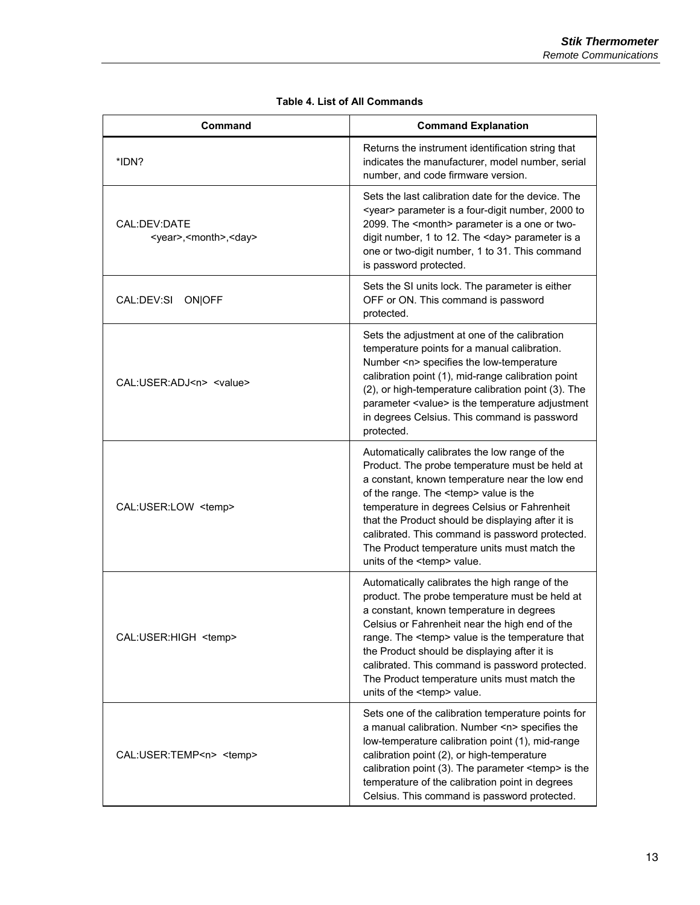**Table 4. List of All Commands**

| Command | Command Explanation |
|---|---|
| *IDN? | Returns the instrument identification string that indicates the manufacturer, model number, serial number, and code firmware version. |
| CAL:DEV:DATE <year>,<month>,<day> | Sets the last calibration date for the device. The <year> parameter is a four-digit number, 2000 to 2099. The <month> parameter is a one or two-digit number, 1 to 12. The <day> parameter is a one or two-digit number, 1 to 31. This command is password protected. |
| CAL:DEV:SI ON\|OFF | Sets the SI units lock. The parameter is either OFF or ON. This command is password protected. |
| CAL:USER:ADJ<n> <value> | Sets the adjustment at one of the calibration temperature points for a manual calibration. Number <n> specifies the low-temperature calibration point (1), mid-range calibration point (2), or high-temperature calibration point (3). The parameter <value> is the temperature adjustment in degrees Celsius. This command is password protected. |
| CAL:USER:LOW <temp> | Automatically calibrates the low range of the Product. The probe temperature must be held at a constant, known temperature near the low end of the range. The <temp> value is the temperature in degrees Celsius or Fahrenheit that the Product should be displaying after it is calibrated. This command is password protected. The Product temperature units must match the units of the <temp> value. |
| CAL:USER:HIGH <temp> | Automatically calibrates the high range of the product. The probe temperature must be held at a constant, known temperature in degrees Celsius or Fahrenheit near the high end of the range. The <temp> value is the temperature that the Product should be displaying after it is calibrated. This command is password protected. The Product temperature units must match the units of the <temp> value. |
| CAL:USER:TEMP<n> <temp> | Sets one of the calibration temperature points for a manual calibration. Number <n> specifies the low-temperature calibration point (1), mid-range calibration point (2), or high-temperature calibration point (3). The parameter <temp> is the temperature of the calibration point in degrees Celsius. This command is password protected. |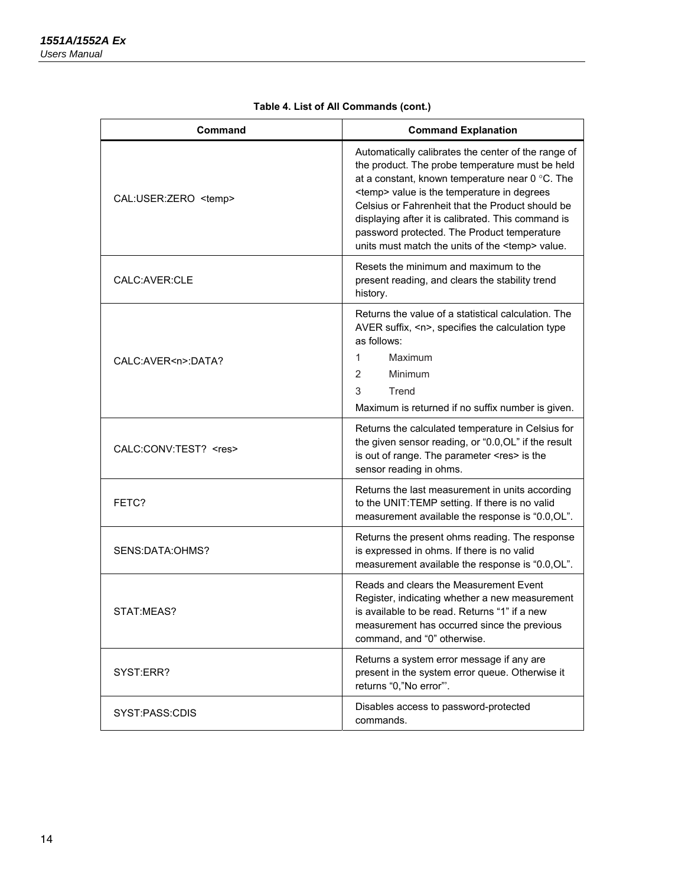**Table 4. List of All Commands (cont.)**

| Command | Command Explanation |
| --- | --- |
| CAL:USER:ZERO <temp> | Automatically calibrates the center of the range of the product. The probe temperature must be held at a constant, known temperature near 0 °C. The <temp> value is the temperature in degrees Celsius or Fahrenheit that the Product should be displaying after it is calibrated. This command is password protected. The Product temperature units must match the units of the <temp> value. |
| CALC:AVER:CLE | Resets the minimum and maximum to the present reading, and clears the stability trend history. |
| CALC:AVER<n>:DATA? | Returns the value of a statistical calculation. The AVER suffix, <n>, specifies the calculation type as follows:<br>1 Maximum<br>2 Minimum<br>3 Trend<br>Maximum is returned if no suffix number is given. |
| CALC:CONV:TEST? <res> | Returns the calculated temperature in Celsius for the given sensor reading, or "0.0,OL" if the result is out of range. The parameter <res> is the sensor reading in ohms. |
| FETC? | Returns the last measurement in units according to the UNIT:TEMP setting. If there is no valid measurement available the response is "0.0,OL". |
| SENS:DATA:OHMS? | Returns the present ohms reading. The response is expressed in ohms. If there is no valid measurement available the response is "0.0,OL". |
| STAT:MEAS? | Reads and clears the Measurement Event Register, indicating whether a new measurement is available to be read. Returns "1" if a new measurement has occurred since the previous command, and "0" otherwise. |
| SYST:ERR? | Returns a system error message if any are present in the system error queue. Otherwise it returns "0,"No error"'. |
| SYST:PASS:CDIS | Disables access to password-protected commands. |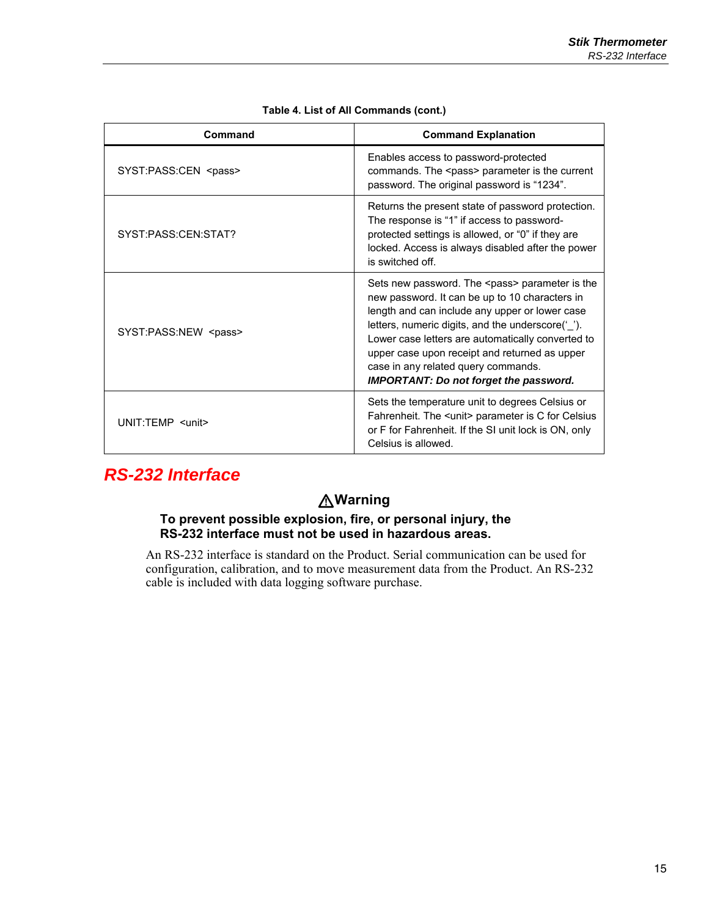**Table 4. List of All Commands (cont.)**

| Command | Command Explanation |
|---|---|
| SYST:PASS:CEN <pass> | Enables access to password-protected commands. The <pass> parameter is the current password. The original password is “1234”. |
| SYST:PASS:CEN:STAT? | Returns the present state of password protection. The response is “1” if access to password-protected settings is allowed, or “0” if they are locked. Access is always disabled after the power is switched off. |
| SYST:PASS:NEW <pass> | Sets new password. The <pass> parameter is the new password. It can be up to 10 characters in length and can include any upper or lower case letters, numeric digits, and the underscore(‘_’). Lower case letters are automatically converted to upper case upon receipt and returned as upper case in any related query commands. ***IMPORTANT: Do not forget the password.*** |
| UNIT:TEMP <unit> | Sets the temperature unit to degrees Celsius or Fahrenheit. The <unit> parameter is C for Celsius or F for Fahrenheit. If the SI unit lock is ON, only Celsius is allowed. |

## *RS-232 Interface*

**⚠Warning**

**To prevent possible explosion, fire, or personal injury, the RS-232 interface must not be used in hazardous areas.**

An RS-232 interface is standard on the Product. Serial communication can be used for configuration, calibration, and to move measurement data from the Product. An RS-232 cable is included with data logging software purchase.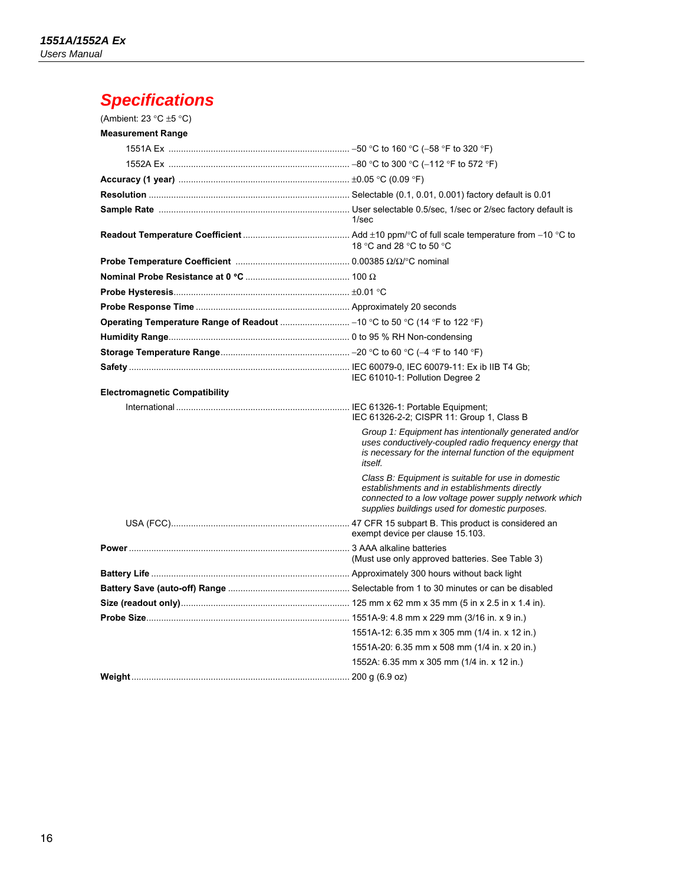## Specifications

(Ambient: 23 °C ±5 °C)

**Measurement Range**

| | |
|---|---|
| 1551A Ex | –50 °C to 160 °C (–58 °F to 320 °F) |
| 1552A Ex | –80 °C to 300 °C (–112 °F to 572 °F) |
| **Accuracy (1 year)** | ±0.05 °C (0.09 °F) |
| **Resolution** | Selectable (0.1, 0.01, 0.001) factory default is 0.01 |
| **Sample Rate** | User selectable 0.5/sec, 1/sec or 2/sec factory default is 1/sec |
| **Readout Temperature Coefficient** | Add ±10 ppm/°C of full scale temperature from –10 °C to 18 °C and 28 °C to 50 °C |
| **Probe Temperature Coefficient** | 0.00385 Ω/Ω/°C nominal |
| **Nominal Probe Resistance at 0 °C** | 100 Ω |
| **Probe Hysteresis** | ±0.01 °C |
| **Probe Response Time** | Approximately 20 seconds |
| **Operating Temperature Range of Readout** | –10 °C to 50 °C (14 °F to 122 °F) |
| **Humidity Range** | 0 to 95 % RH Non-condensing |
| **Storage Temperature Range** | –20 °C to 60 °C (–4 °F to 140 °F) |
| **Safety** | IEC 60079-0, IEC 60079-11: Ex ib IIB T4 Gb; IEC 61010-1: Pollution Degree 2 |

**Electromagnetic Compatibility**

| | |
|---|---|
| International | IEC 61326-1: Portable Equipment; IEC 61326-2-2; CISPR 11: Group 1, Class B<br>*Group 1: Equipment has intentionally generated and/or uses conductively-coupled radio frequency energy that is necessary for the internal function of the equipment itself.*<br>*Class B: Equipment is suitable for use in domestic establishments and in establishments directly connected to a low voltage power supply network which supplies buildings used for domestic purposes.* |
| USA (FCC) | 47 CFR 15 subpart B. This product is considered an exempt device per clause 15.103. |
| **Power** | 3 AAA alkaline batteries (Must use only approved batteries. See Table 3) |
| **Battery Life** | Approximately 300 hours without back light |
| **Battery Save (auto-off) Range** | Selectable from 1 to 30 minutes or can be disabled |
| **Size (readout only)** | 125 mm x 62 mm x 35 mm (5 in x 2.5 in x 1.4 in). |
| **Probe Size** | 1551A-9: 4.8 mm x 229 mm (3/16 in. x 9 in.)<br>1551A-12: 6.35 mm x 305 mm (1/4 in. x 12 in.)<br>1551A-20: 6.35 mm x 508 mm (1/4 in. x 20 in.)<br>1552A: 6.35 mm x 305 mm (1/4 in. x 12 in.) |
| **Weight** | 200 g (6.9 oz) |